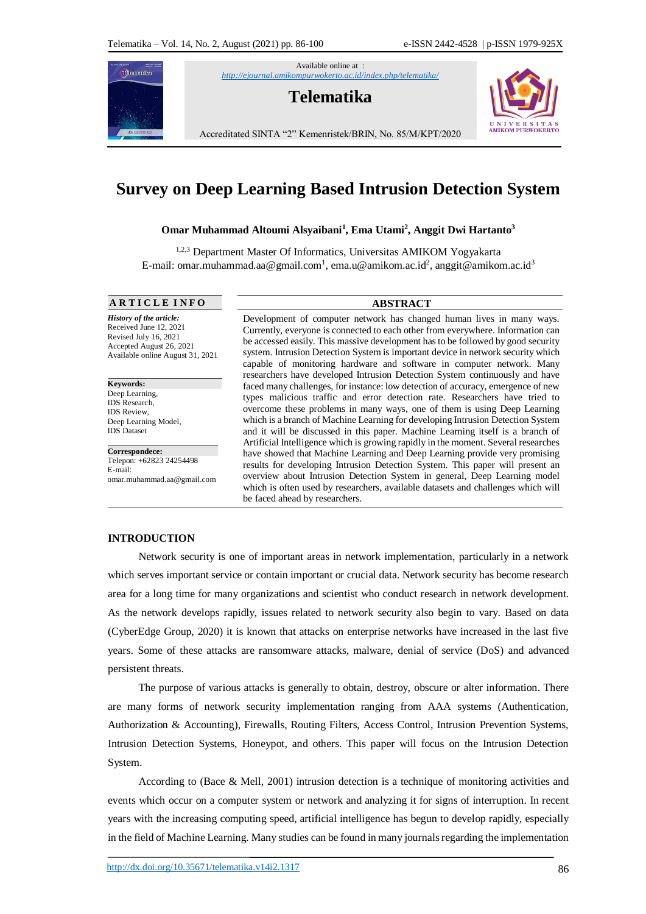Available online at : http://ejournal.amikompurwokerto.ac.id/index.php/telematika/

**Telematika**

Accredited SINTA "2" Kemenristek/BRIN, No. 85/M/KPT/2020

# Survey on Deep Learning Based Intrusion Detection System

**Omar Muhammad Altoumi Alsyaibani[1], Ema Utami[2], Anggit Dwi Hartanto[3]**

[1,2,3] Department Master Of Informatics, Universitas AMIKOM Yogyakarta
E-mail: omar.muhammad.aa@gmail.com[1], ema.u@amikom.ac.id[2], anggit@amikom.ac.id[3]

**ARTICLE INFO**

***History of the article:***
Received June 12, 2021
Revised July 16, 2021
Accepted August 26, 2021
Available online August 31, 2021

**Keywords:**
Deep Learning,
IDS Research,
IDS Review,
Deep Learning Model,
IDS Dataset

**Correspondece:**
Telepon: +62823 24254498
E-mail:
omar.muhammad.aa@gmail.com

**ABSTRACT**

Development of computer network has changed human lives in many ways. Currently, everyone is connected to each other from everywhere. Information can be accessed easily. This massive development has to be followed by good security system. Intrusion Detection System is important device in network security which capable of monitoring hardware and software in computer network. Many researchers have developed Intrusion Detection System continuously and have faced many challenges, for instance: low detection of accuracy, emergence of new types malicious traffic and error detection rate. Researchers have tried to overcome these problems in many ways, one of them is using Deep Learning which is a branch of Machine Learning for developing Intrusion Detection System and it will be discussed in this paper. Machine Learning itself is a branch of Artificial Intelligence which is growing rapidly in the moment. Several researches have showed that Machine Learning and Deep Learning provide very promising results for developing Intrusion Detection System. This paper will present an overview about Intrusion Detection System in general, Deep Learning model which is often used by researchers, available datasets and challenges which will be faced ahead by researchers.

## INTRODUCTION

Network security is one of important areas in network implementation, particularly in a network which serves important service or contain important or crucial data. Network security has become research area for a long time for many organizations and scientist who conduct research in network development. As the network develops rapidly, issues related to network security also begin to vary. Based on data (CyberEdge Group, 2020) it is known that attacks on enterprise networks have increased in the last five years. Some of these attacks are ransomware attacks, malware, denial of service (DoS) and advanced persistent threats.

The purpose of various attacks is generally to obtain, destroy, obscure or alter information. There are many forms of network security implementation ranging from AAA systems (Authentication, Authorization & Accounting), Firewalls, Routing Filters, Access Control, Intrusion Prevention Systems, Intrusion Detection Systems, Honeypot, and others. This paper will focus on the Intrusion Detection System.

According to (Bace & Mell, 2001) intrusion detection is a technique of monitoring activities and events which occur on a computer system or network and analyzing it for signs of interruption. In recent years with the increasing computing speed, artificial intelligence has begun to develop rapidly, especially in the field of Machine Learning. Many studies can be found in many journals regarding the implementation

http://dx.doi.org/10.35671/telematika.v14i2.1317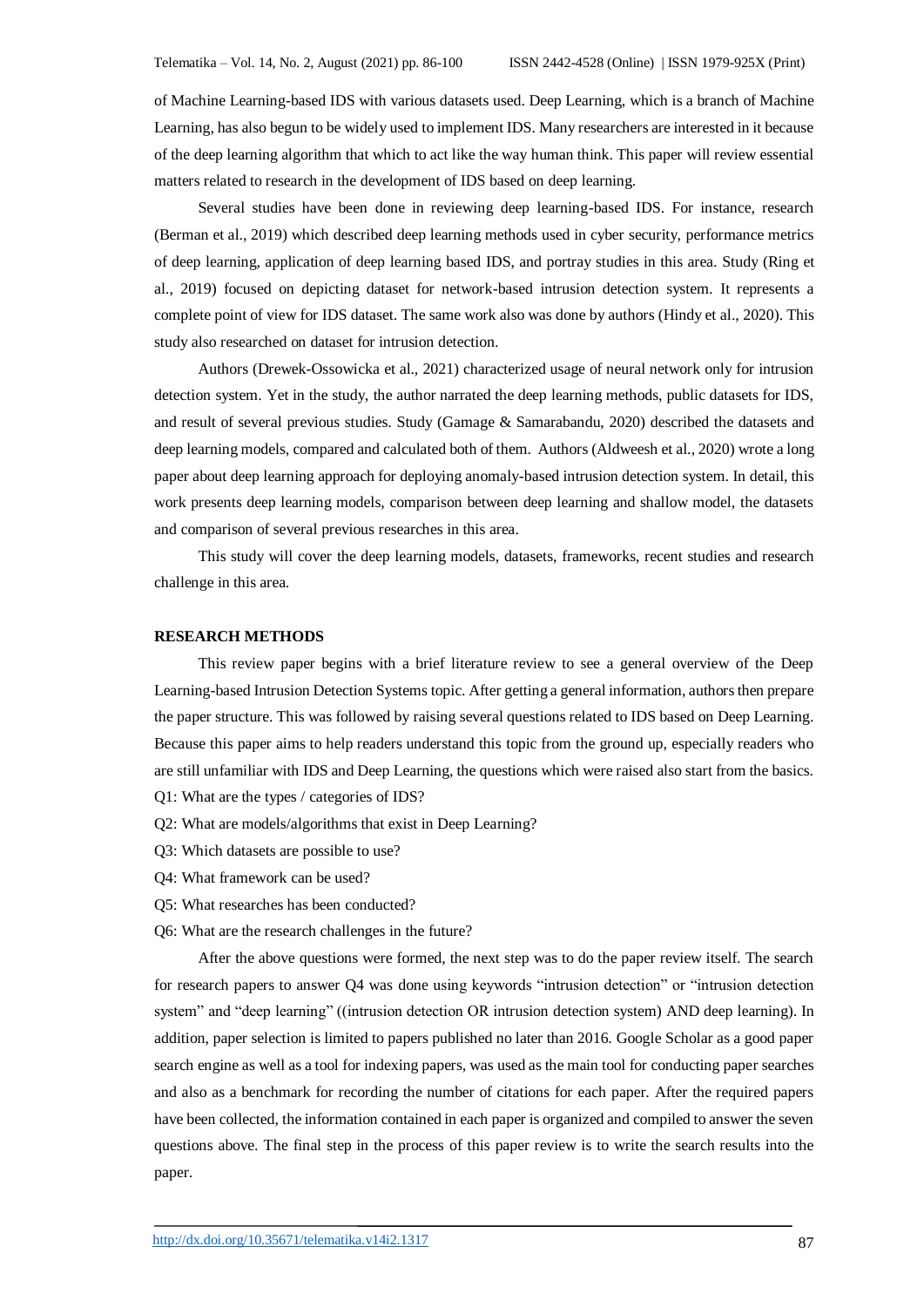of Machine Learning-based IDS with various datasets used. Deep Learning, which is a branch of Machine Learning, has also begun to be widely used to implement IDS. Many researchers are interested in it because of the deep learning algorithm that which to act like the way human think. This paper will review essential matters related to research in the development of IDS based on deep learning.

Several studies have been done in reviewing deep learning-based IDS. For instance, research (Berman et al., 2019) which described deep learning methods used in cyber security, performance metrics of deep learning, application of deep learning based IDS, and portray studies in this area. Study (Ring et al., 2019) focused on depicting dataset for network-based intrusion detection system. It represents a complete point of view for IDS dataset. The same work also was done by authors (Hindy et al., 2020). This study also researched on dataset for intrusion detection.

Authors (Drewek-Ossowicka et al., 2021) characterized usage of neural network only for intrusion detection system. Yet in the study, the author narrated the deep learning methods, public datasets for IDS, and result of several previous studies. Study (Gamage & Samarabandu, 2020) described the datasets and deep learning models, compared and calculated both of them. Authors (Aldweesh et al., 2020) wrote a long paper about deep learning approach for deploying anomaly-based intrusion detection system. In detail, this work presents deep learning models, comparison between deep learning and shallow model, the datasets and comparison of several previous researches in this area.

This study will cover the deep learning models, datasets, frameworks, recent studies and research challenge in this area.

## RESEARCH METHODS

This review paper begins with a brief literature review to see a general overview of the Deep Learning-based Intrusion Detection Systems topic. After getting a general information, authors then prepare the paper structure. This was followed by raising several questions related to IDS based on Deep Learning. Because this paper aims to help readers understand this topic from the ground up, especially readers who are still unfamiliar with IDS and Deep Learning, the questions which were raised also start from the basics.

Q1: What are the types / categories of IDS?

Q2: What are models/algorithms that exist in Deep Learning?

Q3: Which datasets are possible to use?

Q4: What framework can be used?

Q5: What researches has been conducted?

Q6: What are the research challenges in the future?

After the above questions were formed, the next step was to do the paper review itself. The search for research papers to answer Q4 was done using keywords "intrusion detection" or "intrusion detection system" and "deep learning" ((intrusion detection OR intrusion detection system) AND deep learning). In addition, paper selection is limited to papers published no later than 2016. Google Scholar as a good paper search engine as well as a tool for indexing papers, was used as the main tool for conducting paper searches and also as a benchmark for recording the number of citations for each paper. After the required papers have been collected, the information contained in each paper is organized and compiled to answer the seven questions above. The final step in the process of this paper review is to write the search results into the paper.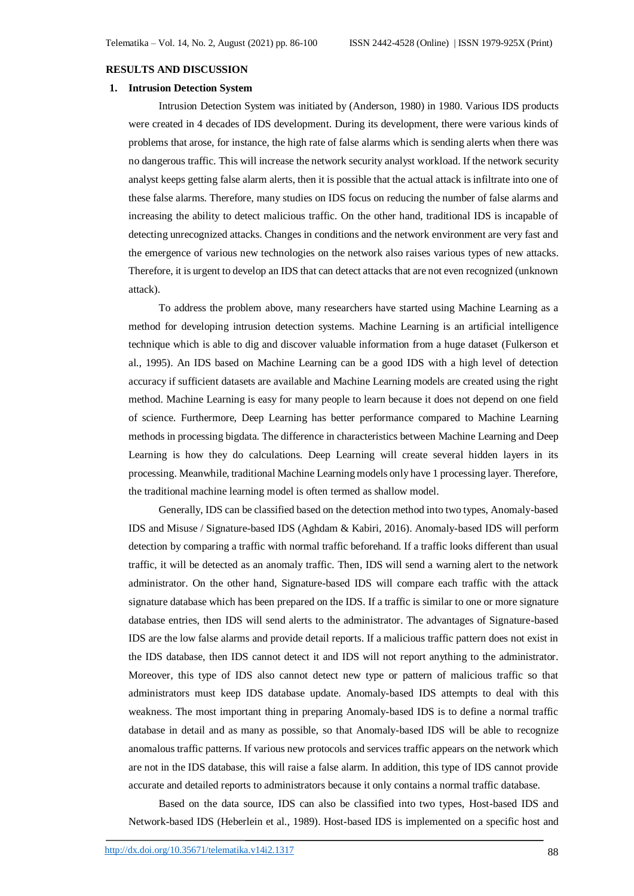## RESULTS AND DISCUSSION

### 1. Intrusion Detection System

Intrusion Detection System was initiated by (Anderson, 1980) in 1980. Various IDS products were created in 4 decades of IDS development. During its development, there were various kinds of problems that arose, for instance, the high rate of false alarms which is sending alerts when there was no dangerous traffic. This will increase the network security analyst workload. If the network security analyst keeps getting false alarm alerts, then it is possible that the actual attack is infiltrate into one of these false alarms. Therefore, many studies on IDS focus on reducing the number of false alarms and increasing the ability to detect malicious traffic. On the other hand, traditional IDS is incapable of detecting unrecognized attacks. Changes in conditions and the network environment are very fast and the emergence of various new technologies on the network also raises various types of new attacks. Therefore, it is urgent to develop an IDS that can detect attacks that are not even recognized (unknown attack).

To address the problem above, many researchers have started using Machine Learning as a method for developing intrusion detection systems. Machine Learning is an artificial intelligence technique which is able to dig and discover valuable information from a huge dataset (Fulkerson et al., 1995). An IDS based on Machine Learning can be a good IDS with a high level of detection accuracy if sufficient datasets are available and Machine Learning models are created using the right method. Machine Learning is easy for many people to learn because it does not depend on one field of science. Furthermore, Deep Learning has better performance compared to Machine Learning methods in processing bigdata. The difference in characteristics between Machine Learning and Deep Learning is how they do calculations. Deep Learning will create several hidden layers in its processing. Meanwhile, traditional Machine Learning models only have 1 processing layer. Therefore, the traditional machine learning model is often termed as shallow model.

Generally, IDS can be classified based on the detection method into two types, Anomaly-based IDS and Misuse / Signature-based IDS (Aghdam & Kabiri, 2016). Anomaly-based IDS will perform detection by comparing a traffic with normal traffic beforehand. If a traffic looks different than usual traffic, it will be detected as an anomaly traffic. Then, IDS will send a warning alert to the network administrator. On the other hand, Signature-based IDS will compare each traffic with the attack signature database which has been prepared on the IDS. If a traffic is similar to one or more signature database entries, then IDS will send alerts to the administrator. The advantages of Signature-based IDS are the low false alarms and provide detail reports. If a malicious traffic pattern does not exist in the IDS database, then IDS cannot detect it and IDS will not report anything to the administrator. Moreover, this type of IDS also cannot detect new type or pattern of malicious traffic so that administrators must keep IDS database update. Anomaly-based IDS attempts to deal with this weakness. The most important thing in preparing Anomaly-based IDS is to define a normal traffic database in detail and as many as possible, so that Anomaly-based IDS will be able to recognize anomalous traffic patterns. If various new protocols and services traffic appears on the network which are not in the IDS database, this will raise a false alarm. In addition, this type of IDS cannot provide accurate and detailed reports to administrators because it only contains a normal traffic database.

Based on the data source, IDS can also be classified into two types, Host-based IDS and Network-based IDS (Heberlein et al., 1989). Host-based IDS is implemented on a specific host and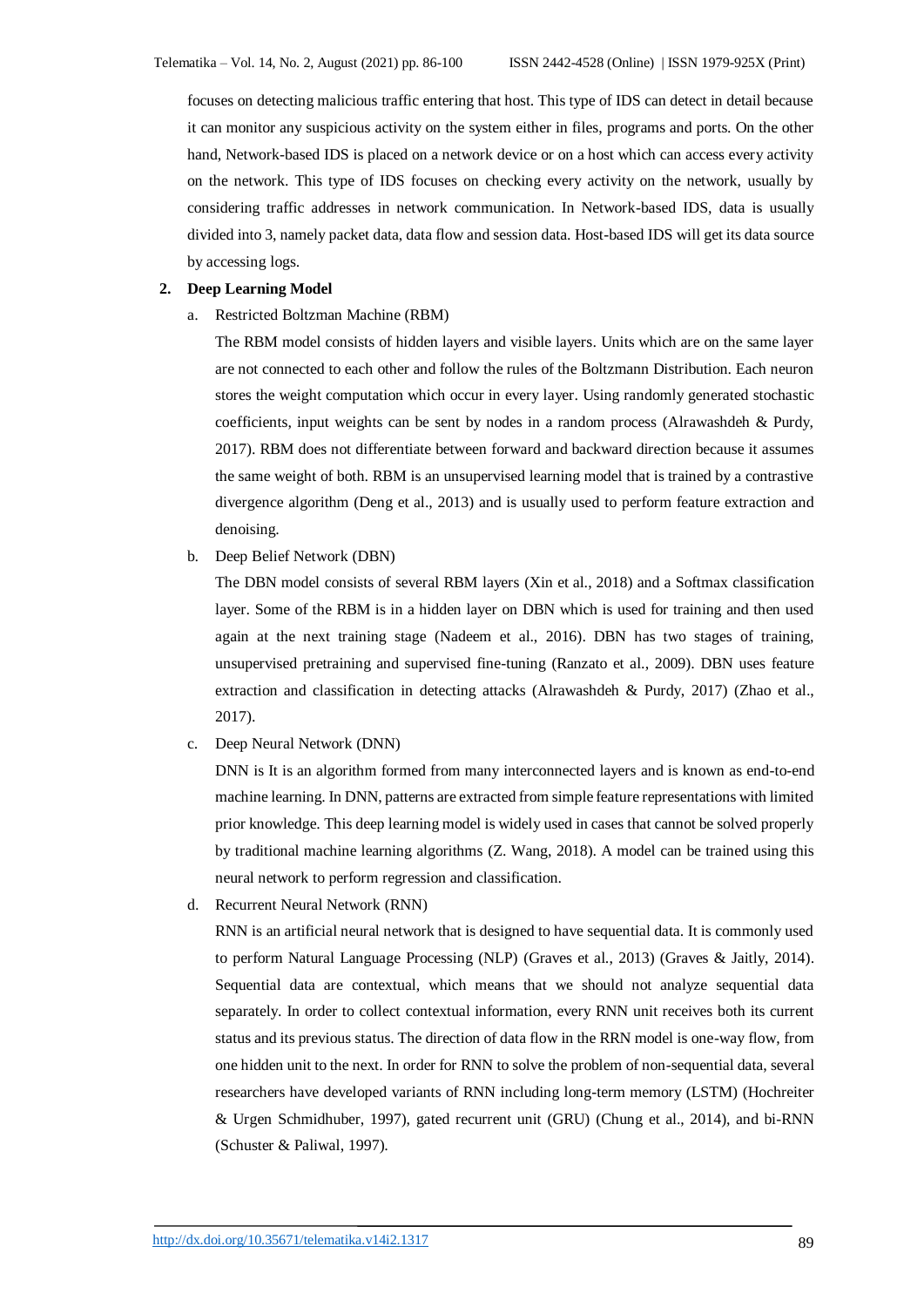focuses on detecting malicious traffic entering that host. This type of IDS can detect in detail because it can monitor any suspicious activity on the system either in files, programs and ports. On the other hand, Network-based IDS is placed on a network device or on a host which can access every activity on the network. This type of IDS focuses on checking every activity on the network, usually by considering traffic addresses in network communication. In Network-based IDS, data is usually divided into 3, namely packet data, data flow and session data. Host-based IDS will get its data source by accessing logs.

**2. Deep Learning Model**

a. Restricted Boltzman Machine (RBM)

The RBM model consists of hidden layers and visible layers. Units which are on the same layer are not connected to each other and follow the rules of the Boltzmann Distribution. Each neuron stores the weight computation which occur in every layer. Using randomly generated stochastic coefficients, input weights can be sent by nodes in a random process (Alrawashdeh & Purdy, 2017). RBM does not differentiate between forward and backward direction because it assumes the same weight of both. RBM is an unsupervised learning model that is trained by a contrastive divergence algorithm (Deng et al., 2013) and is usually used to perform feature extraction and denoising.

b. Deep Belief Network (DBN)

The DBN model consists of several RBM layers (Xin et al., 2018) and a Softmax classification layer. Some of the RBM is in a hidden layer on DBN which is used for training and then used again at the next training stage (Nadeem et al., 2016). DBN has two stages of training, unsupervised pretraining and supervised fine-tuning (Ranzato et al., 2009). DBN uses feature extraction and classification in detecting attacks (Alrawashdeh & Purdy, 2017) (Zhao et al., 2017).

c. Deep Neural Network (DNN)

DNN is It is an algorithm formed from many interconnected layers and is known as end-to-end machine learning. In DNN, patterns are extracted from simple feature representations with limited prior knowledge. This deep learning model is widely used in cases that cannot be solved properly by traditional machine learning algorithms (Z. Wang, 2018). A model can be trained using this neural network to perform regression and classification.

d. Recurrent Neural Network (RNN)

RNN is an artificial neural network that is designed to have sequential data. It is commonly used to perform Natural Language Processing (NLP) (Graves et al., 2013) (Graves & Jaitly, 2014). Sequential data are contextual, which means that we should not analyze sequential data separately. In order to collect contextual information, every RNN unit receives both its current status and its previous status. The direction of data flow in the RRN model is one-way flow, from one hidden unit to the next. In order for RNN to solve the problem of non-sequential data, several researchers have developed variants of RNN including long-term memory (LSTM) (Hochreiter & Urgen Schmidhuber, 1997), gated recurrent unit (GRU) (Chung et al., 2014), and bi-RNN (Schuster & Paliwal, 1997).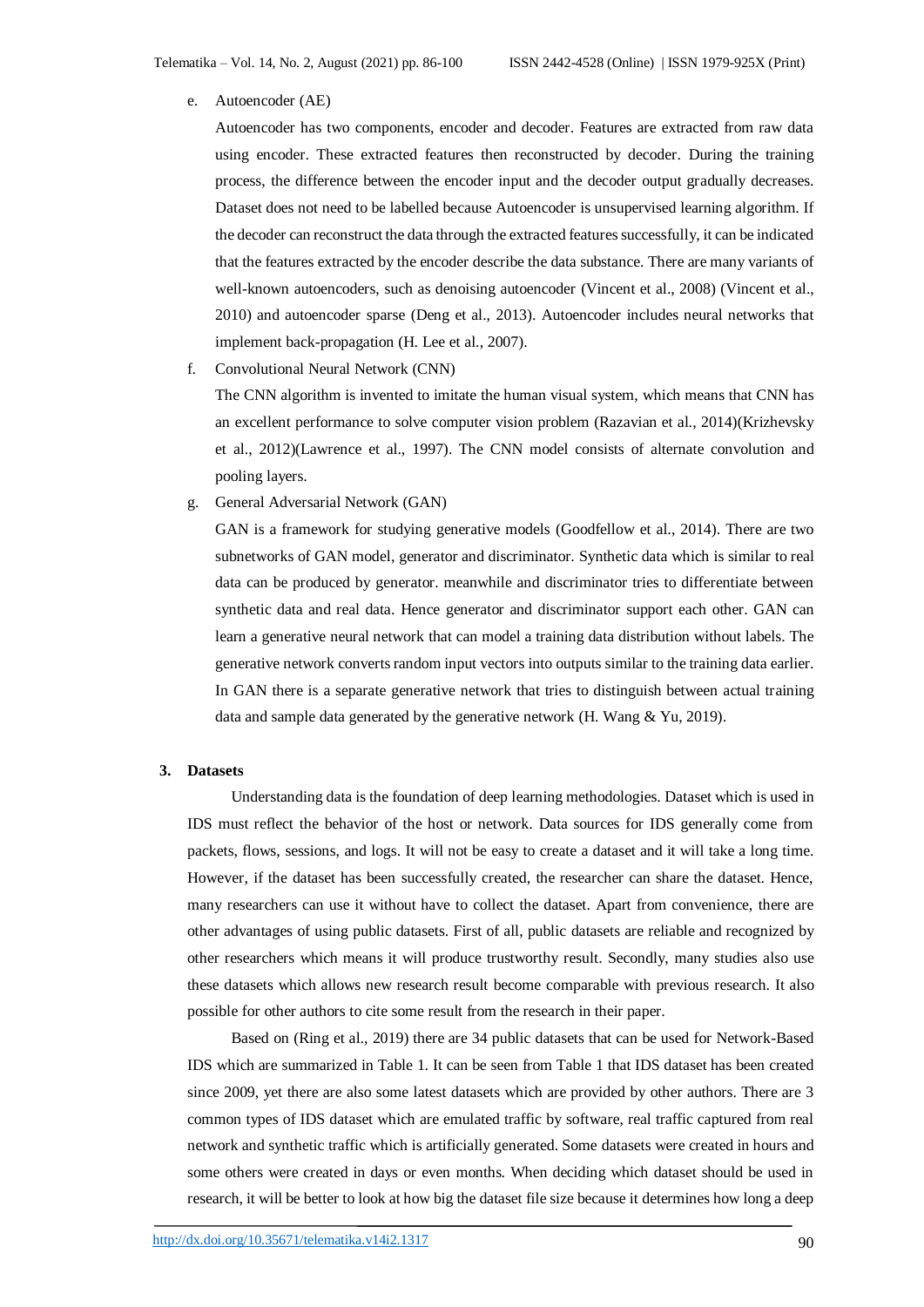e. Autoencoder (AE)

   Autoencoder has two components, encoder and decoder. Features are extracted from raw data using encoder. These extracted features then reconstructed by decoder. During the training process, the difference between the encoder input and the decoder output gradually decreases. Dataset does not need to be labelled because Autoencoder is unsupervised learning algorithm. If the decoder can reconstruct the data through the extracted features successfully, it can be indicated that the features extracted by the encoder describe the data substance. There are many variants of well-known autoencoders, such as denoising autoencoder (Vincent et al., 2008) (Vincent et al., 2010) and autoencoder sparse (Deng et al., 2013). Autoencoder includes neural networks that implement back-propagation (H. Lee et al., 2007).

f. Convolutional Neural Network (CNN)

   The CNN algorithm is invented to imitate the human visual system, which means that CNN has an excellent performance to solve computer vision problem (Razavian et al., 2014)(Krizhevsky et al., 2012)(Lawrence et al., 1997). The CNN model consists of alternate convolution and pooling layers.

g. General Adversarial Network (GAN)

   GAN is a framework for studying generative models (Goodfellow et al., 2014). There are two subnetworks of GAN model, generator and discriminator. Synthetic data which is similar to real data can be produced by generator. meanwhile and discriminator tries to differentiate between synthetic data and real data. Hence generator and discriminator support each other. GAN can learn a generative neural network that can model a training data distribution without labels. The generative network converts random input vectors into outputs similar to the training data earlier. In GAN there is a separate generative network that tries to distinguish between actual training data and sample data generated by the generative network (H. Wang & Yu, 2019).

## 3. Datasets

Understanding data is the foundation of deep learning methodologies. Dataset which is used in IDS must reflect the behavior of the host or network. Data sources for IDS generally come from packets, flows, sessions, and logs. It will not be easy to create a dataset and it will take a long time. However, if the dataset has been successfully created, the researcher can share the dataset. Hence, many researchers can use it without have to collect the dataset. Apart from convenience, there are other advantages of using public datasets. First of all, public datasets are reliable and recognized by other researchers which means it will produce trustworthy result. Secondly, many studies also use these datasets which allows new research result become comparable with previous research. It also possible for other authors to cite some result from the research in their paper.

Based on (Ring et al., 2019) there are 34 public datasets that can be used for Network-Based IDS which are summarized in Table 1. It can be seen from Table 1 that IDS dataset has been created since 2009, yet there are also some latest datasets which are provided by other authors. There are 3 common types of IDS dataset which are emulated traffic by software, real traffic captured from real network and synthetic traffic which is artificially generated. Some datasets were created in hours and some others were created in days or even months. When deciding which dataset should be used in research, it will be better to look at how big the dataset file size because it determines how long a deep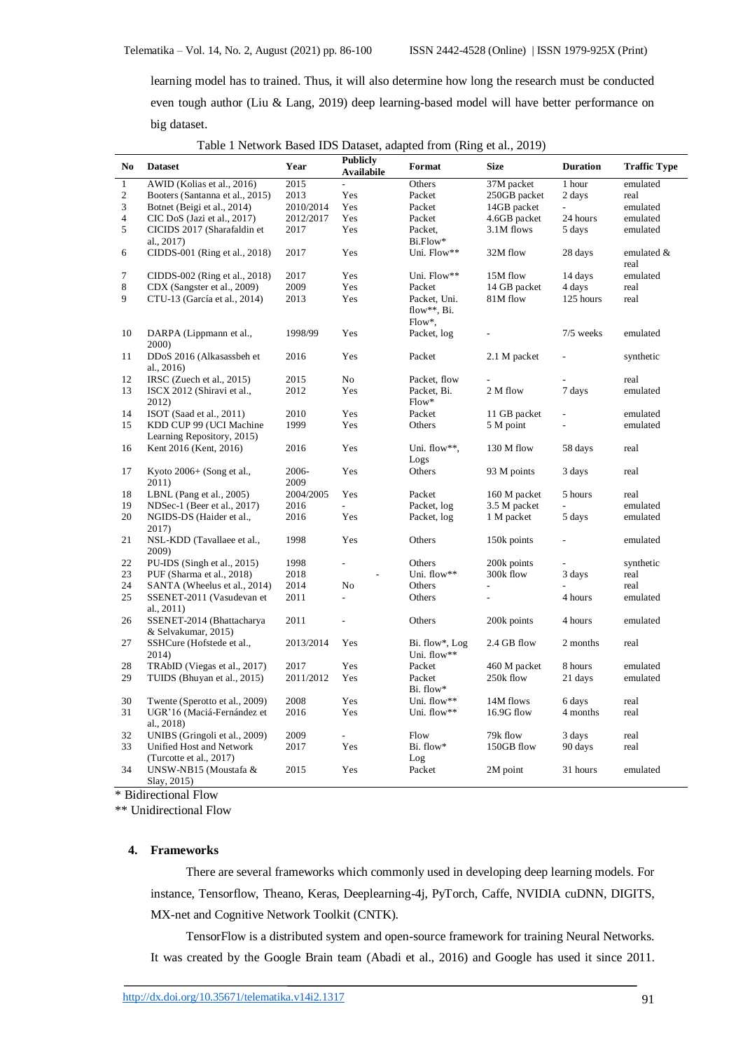learning model has to trained. Thus, it will also determine how long the research must be conducted even tough author (Liu & Lang, 2019) deep learning-based model will have better performance on big dataset.

Table 1 Network Based IDS Dataset, adapted from (Ring et al., 2019)

| No | Dataset | Year | Publicly Availabile | Format | Size | Duration | Traffic Type |
|---|---|---|---|---|---|---|---|
| 1 | AWID (Kolias et al., 2016) | 2015 | - | Others | 37M packet | 1 hour | emulated |
| 2 | Booters (Santanna et al., 2015) | 2013 | Yes | Packet | 250GB packet | 2 days | real |
| 3 | Botnet (Beigi et al., 2014) | 2010/2014 | Yes | Packet | 14GB packet | - | emulated |
| 4 | CIC DoS (Jazi et al., 2017) | 2012/2017 | Yes | Packet | 4.6GB packet | 24 hours | emulated |
| 5 | CICIDS 2017 (Sharafaldin et al., 2017) | 2017 | Yes | Packet, Bi.Flow* | 3.1M flows | 5 days | emulated |
| 6 | CIDDS-001 (Ring et al., 2018) | 2017 | Yes | Uni. Flow** | 32M flow | 28 days | emulated & real |
| 7 | CIDDS-002 (Ring et al., 2018) | 2017 | Yes | Uni. Flow** | 15M flow | 14 days | emulated |
| 8 | CDX (Sangster et al., 2009) | 2009 | Yes | Packet | 14 GB packet | 4 days | real |
| 9 | CTU-13 (García et al., 2014) | 2013 | Yes | Packet, Uni. flow**, Bi. Flow*, | 81M flow | 125 hours | real |
| 10 | DARPA (Lippmann et al., 2000) | 1998/99 | Yes | Packet, log | - | 7/5 weeks | emulated |
| 11 | DDoS 2016 (Alkasassbeh et al., 2016) | 2016 | Yes | Packet | 2.1 M packet | - | synthetic |
| 12 | IRSC (Zuech et al., 2015) | 2015 | No | Packet, flow | - | - | real |
| 13 | ISCX 2012 (Shiravi et al., 2012) | 2012 | Yes | Packet, Bi. Flow* | 2 M flow | 7 days | emulated |
| 14 | ISOT (Saad et al., 2011) | 2010 | Yes | Packet | 11 GB packet | - | emulated |
| 15 | KDD CUP 99 (UCI Machine Learning Repository, 2015) | 1999 | Yes | Others | 5 M point | - | emulated |
| 16 | Kent 2016 (Kent, 2016) | 2016 | Yes | Uni. flow**, Logs | 130 M flow | 58 days | real |
| 17 | Kyoto 2006+ (Song et al., 2011) | 2006-2009 | Yes | Others | 93 M points | 3 days | real |
| 18 | LBNL (Pang et al., 2005) | 2004/2005 | Yes | Packet | 160 M packet | 5 hours | real |
| 19 | NDSec-1 (Beer et al., 2017) | 2016 | - | Packet, log | 3.5 M packet | - | emulated |
| 20 | NGIDS-DS (Haider et al., 2017) | 2016 | Yes | Packet, log | 1 M packet | 5 days | emulated |
| 21 | NSL-KDD (Tavallaee et al., 2009) | 1998 | Yes | Others | 150k points | - | emulated |
| 22 | PU-IDS (Singh et al., 2015) | 1998 | - | Others | 200k points | - | synthetic |
| 23 | PUF (Sharma et al., 2018) | 2018 | - | Uni. flow** | 300k flow | 3 days | real |
| 24 | SANTA (Wheelus et al., 2014) | 2014 | No | Others | - | - | real |
| 25 | SSENET-2011 (Vasudevan et al., 2011) | 2011 | - | Others | - | 4 hours | emulated |
| 26 | SSENET-2014 (Bhattacharya & Selvakumar, 2015) | 2011 | - | Others | 200k points | 4 hours | emulated |
| 27 | SSHCure (Hofstede et al., 2014) | 2013/2014 | Yes | Bi. flow*, Log Uni. flow** | 2.4 GB flow | 2 months | real |
| 28 | TRAbID (Viegas et al., 2017) | 2017 | Yes | Packet | 460 M packet | 8 hours | emulated |
| 29 | TUIDS (Bhuyan et al., 2015) | 2011/2012 | Yes | Packet Bi. flow* | 250k flow | 21 days | emulated |
| 30 | Twente (Sperotto et al., 2009) | 2008 | Yes | Uni. flow** | 14M flows | 6 days | real |
| 31 | UGR'16 (Maciá-Fernández et al., 2018) | 2016 | Yes | Uni. flow** | 16.9G flow | 4 months | real |
| 32 | UNIBS (Gringoli et al., 2009) | 2009 | - | Flow | 79k flow | 3 days | real |
| 33 | Unified Host and Network (Turcotte et al., 2017) | 2017 | Yes | Bi. flow* Log | 150GB flow | 90 days | real |
| 34 | UNSW-NB15 (Moustafa & Slay, 2015) | 2015 | Yes | Packet | 2M point | 31 hours | emulated |

\* Bidirectional Flow

\*\* Unidirectional Flow

## 4. Frameworks

There are several frameworks which commonly used in developing deep learning models. For instance, Tensorflow, Theano, Keras, Deeplearning-4j, PyTorch, Caffe, NVIDIA cuDNN, DIGITS, MX-net and Cognitive Network Toolkit (CNTK).

TensorFlow is a distributed system and open-source framework for training Neural Networks. It was created by the Google Brain team (Abadi et al., 2016) and Google has used it since 2011.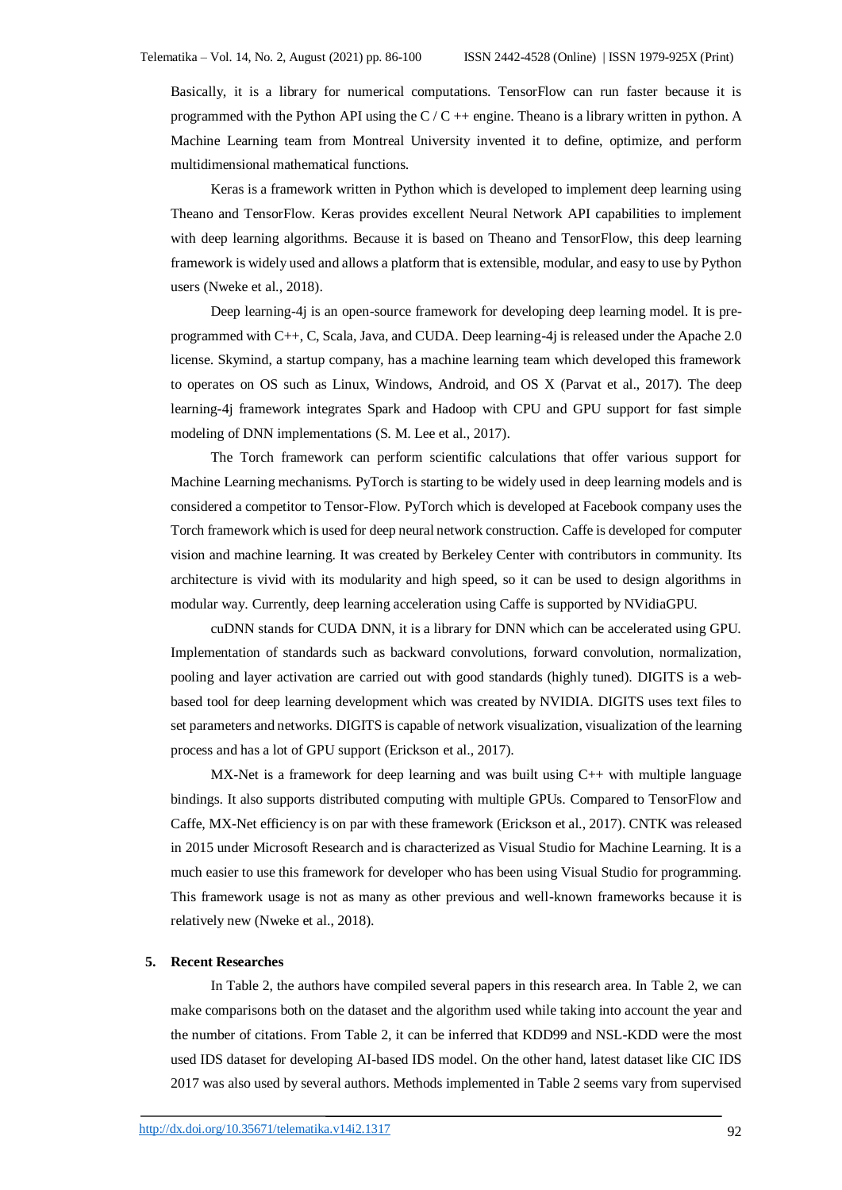Basically, it is a library for numerical computations. TensorFlow can run faster because it is programmed with the Python API using the C / C ++ engine. Theano is a library written in python. A Machine Learning team from Montreal University invented it to define, optimize, and perform multidimensional mathematical functions.

Keras is a framework written in Python which is developed to implement deep learning using Theano and TensorFlow. Keras provides excellent Neural Network API capabilities to implement with deep learning algorithms. Because it is based on Theano and TensorFlow, this deep learning framework is widely used and allows a platform that is extensible, modular, and easy to use by Python users (Nweke et al., 2018).

Deep learning-4j is an open-source framework for developing deep learning model. It is pre-programmed with C++, C, Scala, Java, and CUDA. Deep learning-4j is released under the Apache 2.0 license. Skymind, a startup company, has a machine learning team which developed this framework to operates on OS such as Linux, Windows, Android, and OS X (Parvat et al., 2017). The deep learning-4j framework integrates Spark and Hadoop with CPU and GPU support for fast simple modeling of DNN implementations (S. M. Lee et al., 2017).

The Torch framework can perform scientific calculations that offer various support for Machine Learning mechanisms. PyTorch is starting to be widely used in deep learning models and is considered a competitor to Tensor-Flow. PyTorch which is developed at Facebook company uses the Torch framework which is used for deep neural network construction. Caffe is developed for computer vision and machine learning. It was created by Berkeley Center with contributors in community. Its architecture is vivid with its modularity and high speed, so it can be used to design algorithms in modular way. Currently, deep learning acceleration using Caffe is supported by NVidiaGPU.

cuDNN stands for CUDA DNN, it is a library for DNN which can be accelerated using GPU. Implementation of standards such as backward convolutions, forward convolution, normalization, pooling and layer activation are carried out with good standards (highly tuned). DIGITS is a web-based tool for deep learning development which was created by NVIDIA. DIGITS uses text files to set parameters and networks. DIGITS is capable of network visualization, visualization of the learning process and has a lot of GPU support (Erickson et al., 2017).

MX-Net is a framework for deep learning and was built using C++ with multiple language bindings. It also supports distributed computing with multiple GPUs. Compared to TensorFlow and Caffe, MX-Net efficiency is on par with these framework (Erickson et al., 2017). CNTK was released in 2015 under Microsoft Research and is characterized as Visual Studio for Machine Learning. It is a much easier to use this framework for developer who has been using Visual Studio for programming. This framework usage is not as many as other previous and well-known frameworks because it is relatively new (Nweke et al., 2018).

## 5. Recent Researches

In Table 2, the authors have compiled several papers in this research area. In Table 2, we can make comparisons both on the dataset and the algorithm used while taking into account the year and the number of citations. From Table 2, it can be inferred that KDD99 and NSL-KDD were the most used IDS dataset for developing AI-based IDS model. On the other hand, latest dataset like CIC IDS 2017 was also used by several authors. Methods implemented in Table 2 seems vary from supervised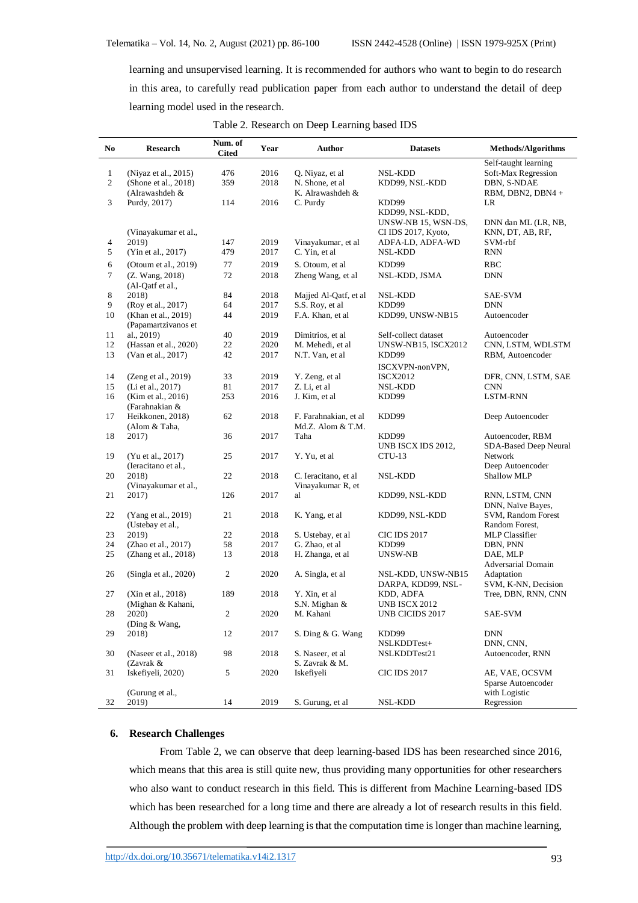learning and unsupervised learning. It is recommended for authors who want to begin to do research in this area, to carefully read publication paper from each author to understand the detail of deep learning model used in the research.

Table 2. Research on Deep Learning based IDS

| No | Research | Num. of Cited | Year | Author | Datasets | Methods/Algorithms |
|---|---|---|---|---|---|---|
| 1 | (Niyaz et al., 2015) | 476 | 2016 | Q. Niyaz, et al | NSL-KDD | Self-taught learning Soft-Max Regression |
| 2 | (Shone et al., 2018) | 359 | 2018 | N. Shone, et al | KDD99, NSL-KDD | DBN, S-NDAE |
| 3 | (Alrawashdeh & Purdy, 2017) | 114 | 2016 | K. Alrawashdeh & C. Purdy | KDD99 | RBM, DBN2, DBN4 + LR |
| 4 | (Vinayakumar et al., 2019) | 147 | 2019 | Vinayakumar, et al | KDD99, NSL-KDD, UNSW-NB 15, WSN-DS, CI IDS 2017, Kyoto, ADFA-LD, ADFA-WD | DNN dan ML (LR, NB, KNN, DT, AB, RF, SVM-rbf |
| 5 | (Yin et al., 2017) | 479 | 2017 | C. Yin, et al | NSL-KDD | RNN |
| 6 | (Otoum et al., 2019) | 77 | 2019 | S. Otoum, et al | KDD99 | RBC |
| 7 | (Z. Wang, 2018) | 72 | 2018 | Zheng Wang, et al | NSL-KDD, JSMA | DNN |
| 8 | (Al-Qatf et al., 2018) | 84 | 2018 | Majjed Al-Qatf, et al | NSL-KDD | SAE-SVM |
| 9 | (Roy et al., 2017) | 64 | 2017 | S.S. Roy, et al | KDD99 | DNN |
| 10 | (Khan et al., 2019) | 44 | 2019 | F.A. Khan, et al | KDD99, UNSW-NB15 | Autoencoder |
| 11 | (Papamartzivanos et al., 2019) | 40 | 2019 | Dimitrios, et al | Self-collect dataset | Autoencoder |
| 12 | (Hassan et al., 2020) | 22 | 2020 | M. Mehedi, et al | UNSW-NB15, ISCX2012 | CNN, LSTM, WDLSTM |
| 13 | (Van et al., 2017) | 42 | 2017 | N.T. Van, et al | KDD99 | RBM, Autoencoder |
| 14 | (Zeng et al., 2019) | 33 | 2019 | Y. Zeng, et al | ISCXVPN-nonVPN, ISCX2012 | DFR, CNN, LSTM, SAE |
| 15 | (Li et al., 2017) | 81 | 2017 | Z. Li, et al | NSL-KDD | CNN |
| 16 | (Kim et al., 2016) | 253 | 2016 | J. Kim, et al | KDD99 | LSTM-RNN |
| 17 | (Farahnakian & Heikkonen, 2018) | 62 | 2018 | F. Farahnakian, et al | KDD99 | Deep Autoencoder |
| 18 | (Alom & Taha, 2017) | 36 | 2017 | Md.Z. Alom & T.M. Taha | KDD99 | Autoencoder, RBM |
| 19 | (Yu et al., 2017) | 25 | 2017 | Y. Yu, et al | UNB ISCX IDS 2012, CTU-13 | SDA-Based Deep Neural Network |
| 20 | (Ieracitano et al., 2018) | 22 | 2018 | C. Ieracitano, et al | NSL-KDD | Deep Autoencoder Shallow MLP |
| 21 | (Vinayakumar et al., 2017) | 126 | 2017 | Vinayakumar R, et al | KDD99, NSL-KDD | RNN, LSTM, CNN |
| 22 | (Yang et al., 2019) | 21 | 2018 | K. Yang, et al | KDD99, NSL-KDD | DNN, Naïve Bayes, SVM, Random Forest |
| 23 | (Ustebay et al., 2019) | 22 | 2018 | S. Ustebay, et al | CIC IDS 2017 | Random Forest, MLP Classifier |
| 24 | (Zhao et al., 2017) | 58 | 2017 | G. Zhao, et al | KDD99 | DBN, PNN |
| 25 | (Zhang et al., 2018) | 13 | 2018 | H. Zhanga, et al | UNSW-NB | DAE, MLP |
| 26 | (Singla et al., 2020) | 2 | 2020 | A. Singla, et al | NSL-KDD, UNSW-NB15 | Adversarial Domain Adaptation |
| 27 | (Xin et al., 2018) | 189 | 2018 | Y. Xin, et al | DARPA, KDD99, NSL-KDD, ADFA | SVM, K-NN, Decision Tree, DBN, RNN, CNN |
| 28 | (Mighan & Kahani, 2020) | 2 | 2020 | S.N. Mighan & M. Kahani | UNB ISCX 2012 UNB CICIDS 2017 | SAE-SVM |
| 29 | (Ding & Wang, 2018) | 12 | 2017 | S. Ding & G. Wang | KDD99 | DNN |
| 30 | (Naseer et al., 2018) | 98 | 2018 | S. Naseer, et al | NSLKDDTest+ NSLKDDTest21 | DNN, CNN, Autoencoder, RNN |
| 31 | (Zavrak & Iskefiyeli, 2020) | 5 | 2020 | S. Zavrak & M. Iskefiyeli | CIC IDS 2017 | AE, VAE, OCSVM |
| 32 | (Gurung et al., 2019) | 14 | 2019 | S. Gurung, et al | NSL-KDD | Sparse Autoencoder with Logistic Regression |

## 6. Research Challenges

From Table 2, we can observe that deep learning-based IDS has been researched since 2016, which means that this area is still quite new, thus providing many opportunities for other researchers who also want to conduct research in this field. This is different from Machine Learning-based IDS which has been researched for a long time and there are already a lot of research results in this field. Although the problem with deep learning is that the computation time is longer than machine learning,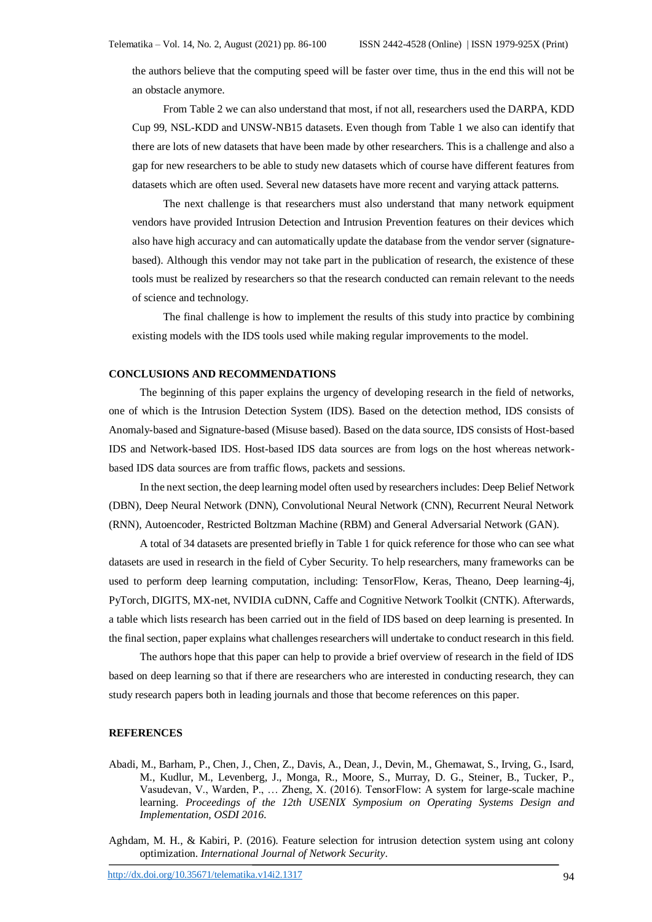the authors believe that the computing speed will be faster over time, thus in the end this will not be an obstacle anymore.

From Table 2 we can also understand that most, if not all, researchers used the DARPA, KDD Cup 99, NSL-KDD and UNSW-NB15 datasets. Even though from Table 1 we also can identify that there are lots of new datasets that have been made by other researchers. This is a challenge and also a gap for new researchers to be able to study new datasets which of course have different features from datasets which are often used. Several new datasets have more recent and varying attack patterns.

The next challenge is that researchers must also understand that many network equipment vendors have provided Intrusion Detection and Intrusion Prevention features on their devices which also have high accuracy and can automatically update the database from the vendor server (signature-based). Although this vendor may not take part in the publication of research, the existence of these tools must be realized by researchers so that the research conducted can remain relevant to the needs of science and technology.

The final challenge is how to implement the results of this study into practice by combining existing models with the IDS tools used while making regular improvements to the model.

## CONCLUSIONS AND RECOMMENDATIONS

The beginning of this paper explains the urgency of developing research in the field of networks, one of which is the Intrusion Detection System (IDS). Based on the detection method, IDS consists of Anomaly-based and Signature-based (Misuse based). Based on the data source, IDS consists of Host-based IDS and Network-based IDS. Host-based IDS data sources are from logs on the host whereas network-based IDS data sources are from traffic flows, packets and sessions.

In the next section, the deep learning model often used by researchers includes: Deep Belief Network (DBN), Deep Neural Network (DNN), Convolutional Neural Network (CNN), Recurrent Neural Network (RNN), Autoencoder, Restricted Boltzman Machine (RBM) and General Adversarial Network (GAN).

A total of 34 datasets are presented briefly in Table 1 for quick reference for those who can see what datasets are used in research in the field of Cyber Security. To help researchers, many frameworks can be used to perform deep learning computation, including: TensorFlow, Keras, Theano, Deep learning-4j, PyTorch, DIGITS, MX-net, NVIDIA cuDNN, Caffe and Cognitive Network Toolkit (CNTK). Afterwards, a table which lists research has been carried out in the field of IDS based on deep learning is presented. In the final section, paper explains what challenges researchers will undertake to conduct research in this field.

The authors hope that this paper can help to provide a brief overview of research in the field of IDS based on deep learning so that if there are researchers who are interested in conducting research, they can study research papers both in leading journals and those that become references on this paper.

## REFERENCES

Abadi, M., Barham, P., Chen, J., Chen, Z., Davis, A., Dean, J., Devin, M., Ghemawat, S., Irving, G., Isard, M., Kudlur, M., Levenberg, J., Monga, R., Moore, S., Murray, D. G., Steiner, B., Tucker, P., Vasudevan, V., Warden, P., … Zheng, X. (2016). TensorFlow: A system for large-scale machine learning. *Proceedings of the 12th USENIX Symposium on Operating Systems Design and Implementation, OSDI 2016*.

Aghdam, M. H., & Kabiri, P. (2016). Feature selection for intrusion detection system using ant colony optimization. *International Journal of Network Security*.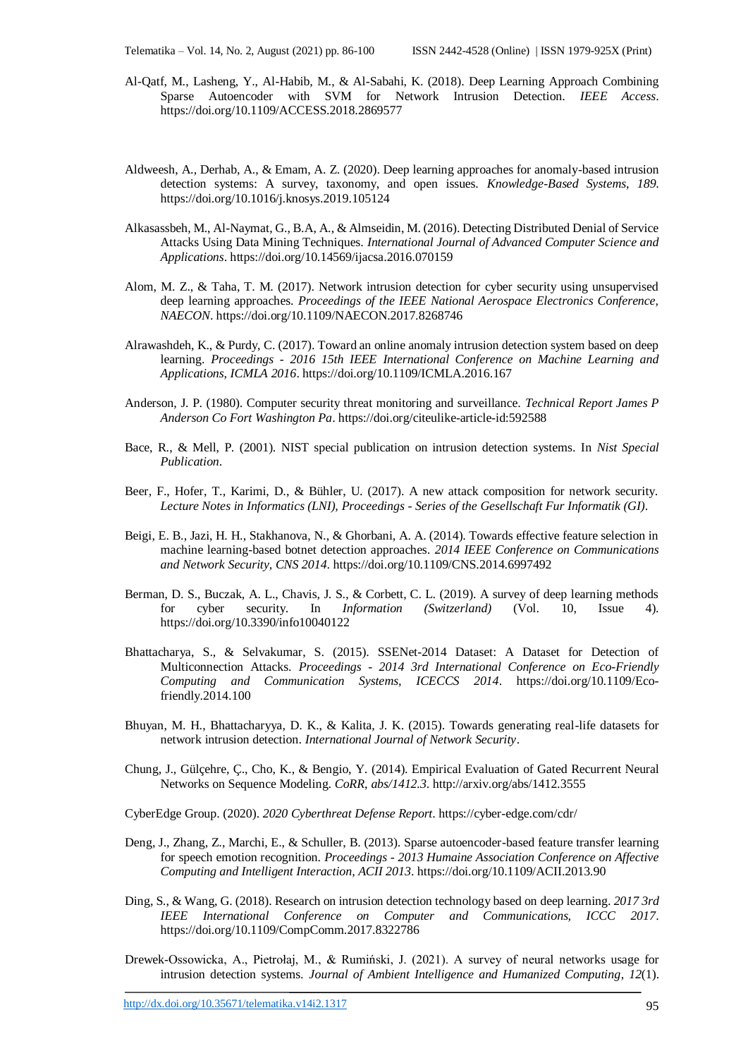Al-Qatf, M., Lasheng, Y., Al-Habib, M., & Al-Sabahi, K. (2018). Deep Learning Approach Combining Sparse Autoencoder with SVM for Network Intrusion Detection. *IEEE Access*. https://doi.org/10.1109/ACCESS.2018.2869577

Aldweesh, A., Derhab, A., & Emam, A. Z. (2020). Deep learning approaches for anomaly-based intrusion detection systems: A survey, taxonomy, and open issues. *Knowledge-Based Systems*, *189*. https://doi.org/10.1016/j.knosys.2019.105124

Alkasassbeh, M., Al-Naymat, G., B.A, A., & Almseidin, M. (2016). Detecting Distributed Denial of Service Attacks Using Data Mining Techniques. *International Journal of Advanced Computer Science and Applications*. https://doi.org/10.14569/ijacsa.2016.070159

Alom, M. Z., & Taha, T. M. (2017). Network intrusion detection for cyber security using unsupervised deep learning approaches. *Proceedings of the IEEE National Aerospace Electronics Conference, NAECON*. https://doi.org/10.1109/NAECON.2017.8268746

Alrawashdeh, K., & Purdy, C. (2017). Toward an online anomaly intrusion detection system based on deep learning. *Proceedings - 2016 15th IEEE International Conference on Machine Learning and Applications, ICMLA 2016*. https://doi.org/10.1109/ICMLA.2016.167

Anderson, J. P. (1980). Computer security threat monitoring and surveillance. *Technical Report James P Anderson Co Fort Washington Pa*. https://doi.org/citeulike-article-id:592588

Bace, R., & Mell, P. (2001). NIST special publication on intrusion detection systems. In *Nist Special Publication*.

Beer, F., Hofer, T., Karimi, D., & Bühler, U. (2017). A new attack composition for network security. *Lecture Notes in Informatics (LNI), Proceedings - Series of the Gesellschaft Fur Informatik (GI)*.

Beigi, E. B., Jazi, H. H., Stakhanova, N., & Ghorbani, A. A. (2014). Towards effective feature selection in machine learning-based botnet detection approaches. *2014 IEEE Conference on Communications and Network Security, CNS 2014*. https://doi.org/10.1109/CNS.2014.6997492

Berman, D. S., Buczak, A. L., Chavis, J. S., & Corbett, C. L. (2019). A survey of deep learning methods for cyber security. In *Information (Switzerland)* (Vol. 10, Issue 4). https://doi.org/10.3390/info10040122

Bhattacharya, S., & Selvakumar, S. (2015). SSENet-2014 Dataset: A Dataset for Detection of Multiconnection Attacks. *Proceedings - 2014 3rd International Conference on Eco-Friendly Computing and Communication Systems, ICECCS 2014*. https://doi.org/10.1109/Eco-friendly.2014.100

Bhuyan, M. H., Bhattacharyya, D. K., & Kalita, J. K. (2015). Towards generating real-life datasets for network intrusion detection. *International Journal of Network Security*.

Chung, J., Gülçehre, Ç., Cho, K., & Bengio, Y. (2014). Empirical Evaluation of Gated Recurrent Neural Networks on Sequence Modeling. *CoRR*, *abs/1412.3*. http://arxiv.org/abs/1412.3555

CyberEdge Group. (2020). *2020 Cyberthreat Defense Report*. https://cyber-edge.com/cdr/

Deng, J., Zhang, Z., Marchi, E., & Schuller, B. (2013). Sparse autoencoder-based feature transfer learning for speech emotion recognition. *Proceedings - 2013 Humaine Association Conference on Affective Computing and Intelligent Interaction, ACII 2013*. https://doi.org/10.1109/ACII.2013.90

Ding, S., & Wang, G. (2018). Research on intrusion detection technology based on deep learning. *2017 3rd IEEE International Conference on Computer and Communications, ICCC 2017*. https://doi.org/10.1109/CompComm.2017.8322786

Drewek-Ossowicka, A., Pietrołaj, M., & Rumiński, J. (2021). A survey of neural networks usage for intrusion detection systems. *Journal of Ambient Intelligence and Humanized Computing*, *12*(1).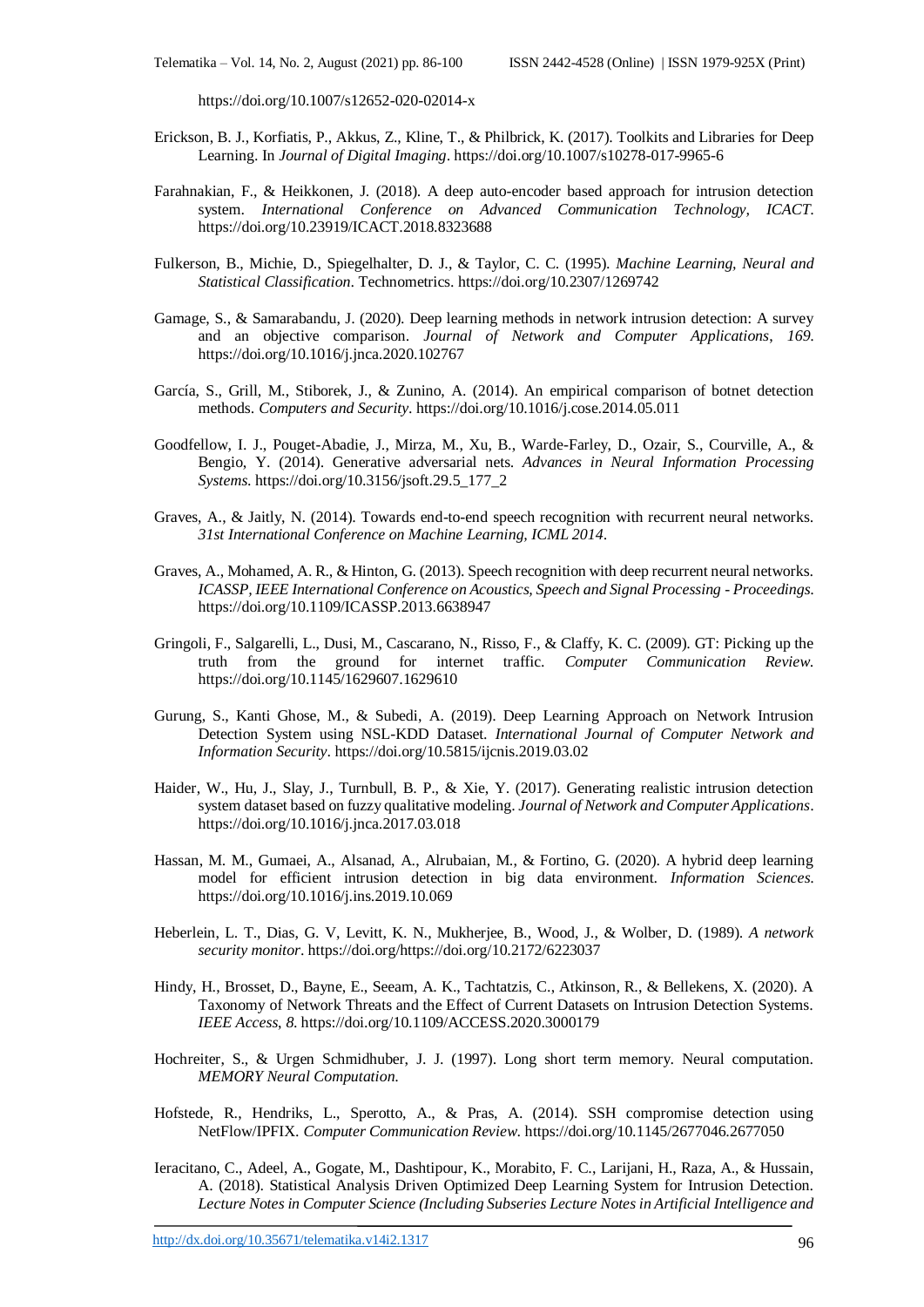https://doi.org/10.1007/s12652-020-02014-x

Erickson, B. J., Korfiatis, P., Akkus, Z., Kline, T., & Philbrick, K. (2017). Toolkits and Libraries for Deep Learning. In *Journal of Digital Imaging*. https://doi.org/10.1007/s10278-017-9965-6

Farahnakian, F., & Heikkonen, J. (2018). A deep auto-encoder based approach for intrusion detection system. *International Conference on Advanced Communication Technology, ICACT*. https://doi.org/10.23919/ICACT.2018.8323688

Fulkerson, B., Michie, D., Spiegelhalter, D. J., & Taylor, C. C. (1995). *Machine Learning, Neural and Statistical Classification*. Technometrics. https://doi.org/10.2307/1269742

Gamage, S., & Samarabandu, J. (2020). Deep learning methods in network intrusion detection: A survey and an objective comparison. *Journal of Network and Computer Applications*, *169*. https://doi.org/10.1016/j.jnca.2020.102767

García, S., Grill, M., Stiborek, J., & Zunino, A. (2014). An empirical comparison of botnet detection methods. *Computers and Security*. https://doi.org/10.1016/j.cose.2014.05.011

Goodfellow, I. J., Pouget-Abadie, J., Mirza, M., Xu, B., Warde-Farley, D., Ozair, S., Courville, A., & Bengio, Y. (2014). Generative adversarial nets. *Advances in Neural Information Processing Systems*. https://doi.org/10.3156/jsoft.29.5_177_2

Graves, A., & Jaitly, N. (2014). Towards end-to-end speech recognition with recurrent neural networks. *31st International Conference on Machine Learning, ICML 2014*.

Graves, A., Mohamed, A. R., & Hinton, G. (2013). Speech recognition with deep recurrent neural networks. *ICASSP, IEEE International Conference on Acoustics, Speech and Signal Processing - Proceedings*. https://doi.org/10.1109/ICASSP.2013.6638947

Gringoli, F., Salgarelli, L., Dusi, M., Cascarano, N., Risso, F., & Claffy, K. C. (2009). GT: Picking up the truth from the ground for internet traffic. *Computer Communication Review*. https://doi.org/10.1145/1629607.1629610

Gurung, S., Kanti Ghose, M., & Subedi, A. (2019). Deep Learning Approach on Network Intrusion Detection System using NSL-KDD Dataset. *International Journal of Computer Network and Information Security*. https://doi.org/10.5815/ijcnis.2019.03.02

Haider, W., Hu, J., Slay, J., Turnbull, B. P., & Xie, Y. (2017). Generating realistic intrusion detection system dataset based on fuzzy qualitative modeling. *Journal of Network and Computer Applications*. https://doi.org/10.1016/j.jnca.2017.03.018

Hassan, M. M., Gumaei, A., Alsanad, A., Alrubaian, M., & Fortino, G. (2020). A hybrid deep learning model for efficient intrusion detection in big data environment. *Information Sciences*. https://doi.org/10.1016/j.ins.2019.10.069

Heberlein, L. T., Dias, G. V, Levitt, K. N., Mukherjee, B., Wood, J., & Wolber, D. (1989). *A network security monitor*. https://doi.org/https://doi.org/10.2172/6223037

Hindy, H., Brosset, D., Bayne, E., Seeam, A. K., Tachtatzis, C., Atkinson, R., & Bellekens, X. (2020). A Taxonomy of Network Threats and the Effect of Current Datasets on Intrusion Detection Systems. *IEEE Access*, *8*. https://doi.org/10.1109/ACCESS.2020.3000179

Hochreiter, S., & Urgen Schmidhuber, J. J. (1997). Long short term memory. Neural computation. *MEMORY Neural Computation*.

Hofstede, R., Hendriks, L., Sperotto, A., & Pras, A. (2014). SSH compromise detection using NetFlow/IPFIX. *Computer Communication Review*. https://doi.org/10.1145/2677046.2677050

Ieracitano, C., Adeel, A., Gogate, M., Dashtipour, K., Morabito, F. C., Larijani, H., Raza, A., & Hussain, A. (2018). Statistical Analysis Driven Optimized Deep Learning System for Intrusion Detection. *Lecture Notes in Computer Science (Including Subseries Lecture Notes in Artificial Intelligence and*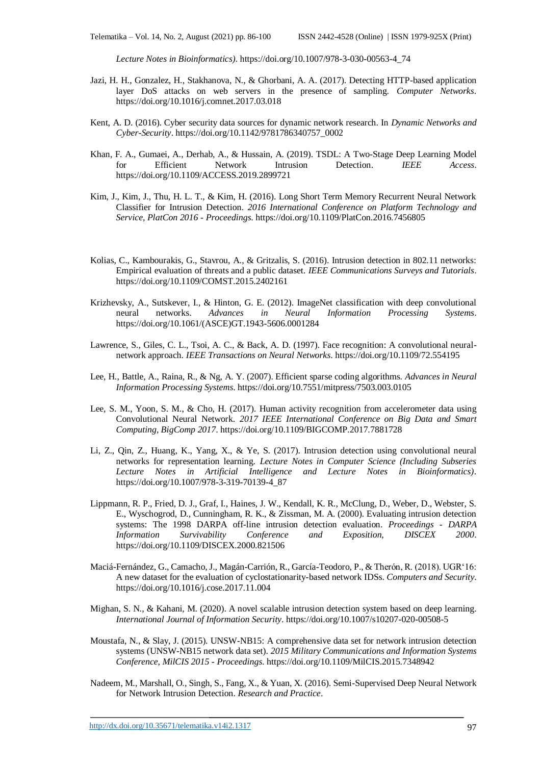*Lecture Notes in Bioinformatics)*. https://doi.org/10.1007/978-3-030-00563-4_74

Jazi, H. H., Gonzalez, H., Stakhanova, N., & Ghorbani, A. A. (2017). Detecting HTTP-based application layer DoS attacks on web servers in the presence of sampling. *Computer Networks*. https://doi.org/10.1016/j.comnet.2017.03.018

Kent, A. D. (2016). Cyber security data sources for dynamic network research. In *Dynamic Networks and Cyber-Security*. https://doi.org/10.1142/9781786340757_0002

Khan, F. A., Gumaei, A., Derhab, A., & Hussain, A. (2019). TSDL: A Two-Stage Deep Learning Model for Efficient Network Intrusion Detection. *IEEE Access*. https://doi.org/10.1109/ACCESS.2019.2899721

Kim, J., Kim, J., Thu, H. L. T., & Kim, H. (2016). Long Short Term Memory Recurrent Neural Network Classifier for Intrusion Detection. *2016 International Conference on Platform Technology and Service, PlatCon 2016 - Proceedings*. https://doi.org/10.1109/PlatCon.2016.7456805

Kolias, C., Kambourakis, G., Stavrou, A., & Gritzalis, S. (2016). Intrusion detection in 802.11 networks: Empirical evaluation of threats and a public dataset. *IEEE Communications Surveys and Tutorials*. https://doi.org/10.1109/COMST.2015.2402161

Krizhevsky, A., Sutskever, I., & Hinton, G. E. (2012). ImageNet classification with deep convolutional neural networks. *Advances in Neural Information Processing Systems*. https://doi.org/10.1061/(ASCE)GT.1943-5606.0001284

Lawrence, S., Giles, C. L., Tsoi, A. C., & Back, A. D. (1997). Face recognition: A convolutional neural-network approach. *IEEE Transactions on Neural Networks*. https://doi.org/10.1109/72.554195

Lee, H., Battle, A., Raina, R., & Ng, A. Y. (2007). Efficient sparse coding algorithms. *Advances in Neural Information Processing Systems*. https://doi.org/10.7551/mitpress/7503.003.0105

Lee, S. M., Yoon, S. M., & Cho, H. (2017). Human activity recognition from accelerometer data using Convolutional Neural Network. *2017 IEEE International Conference on Big Data and Smart Computing, BigComp 2017*. https://doi.org/10.1109/BIGCOMP.2017.7881728

Li, Z., Qin, Z., Huang, K., Yang, X., & Ye, S. (2017). Intrusion detection using convolutional neural networks for representation learning. *Lecture Notes in Computer Science (Including Subseries Lecture Notes in Artificial Intelligence and Lecture Notes in Bioinformatics)*. https://doi.org/10.1007/978-3-319-70139-4_87

Lippmann, R. P., Fried, D. J., Graf, I., Haines, J. W., Kendall, K. R., McClung, D., Weber, D., Webster, S. E., Wyschogrod, D., Cunningham, R. K., & Zissman, M. A. (2000). Evaluating intrusion detection systems: The 1998 DARPA off-line intrusion detection evaluation. *Proceedings - DARPA Information Survivability Conference and Exposition, DISCEX 2000*. https://doi.org/10.1109/DISCEX.2000.821506

Maciá-Fernández, G., Camacho, J., Magán-Carrión, R., García-Teodoro, P., & Therón, R. (2018). UGR'16: A new dataset for the evaluation of cyclostationarity-based network IDSs. *Computers and Security*. https://doi.org/10.1016/j.cose.2017.11.004

Mighan, S. N., & Kahani, M. (2020). A novel scalable intrusion detection system based on deep learning. *International Journal of Information Security*. https://doi.org/10.1007/s10207-020-00508-5

Moustafa, N., & Slay, J. (2015). UNSW-NB15: A comprehensive data set for network intrusion detection systems (UNSW-NB15 network data set). *2015 Military Communications and Information Systems Conference, MilCIS 2015 - Proceedings*. https://doi.org/10.1109/MilCIS.2015.7348942

Nadeem, M., Marshall, O., Singh, S., Fang, X., & Yuan, X. (2016). Semi-Supervised Deep Neural Network for Network Intrusion Detection. *Research and Practice*.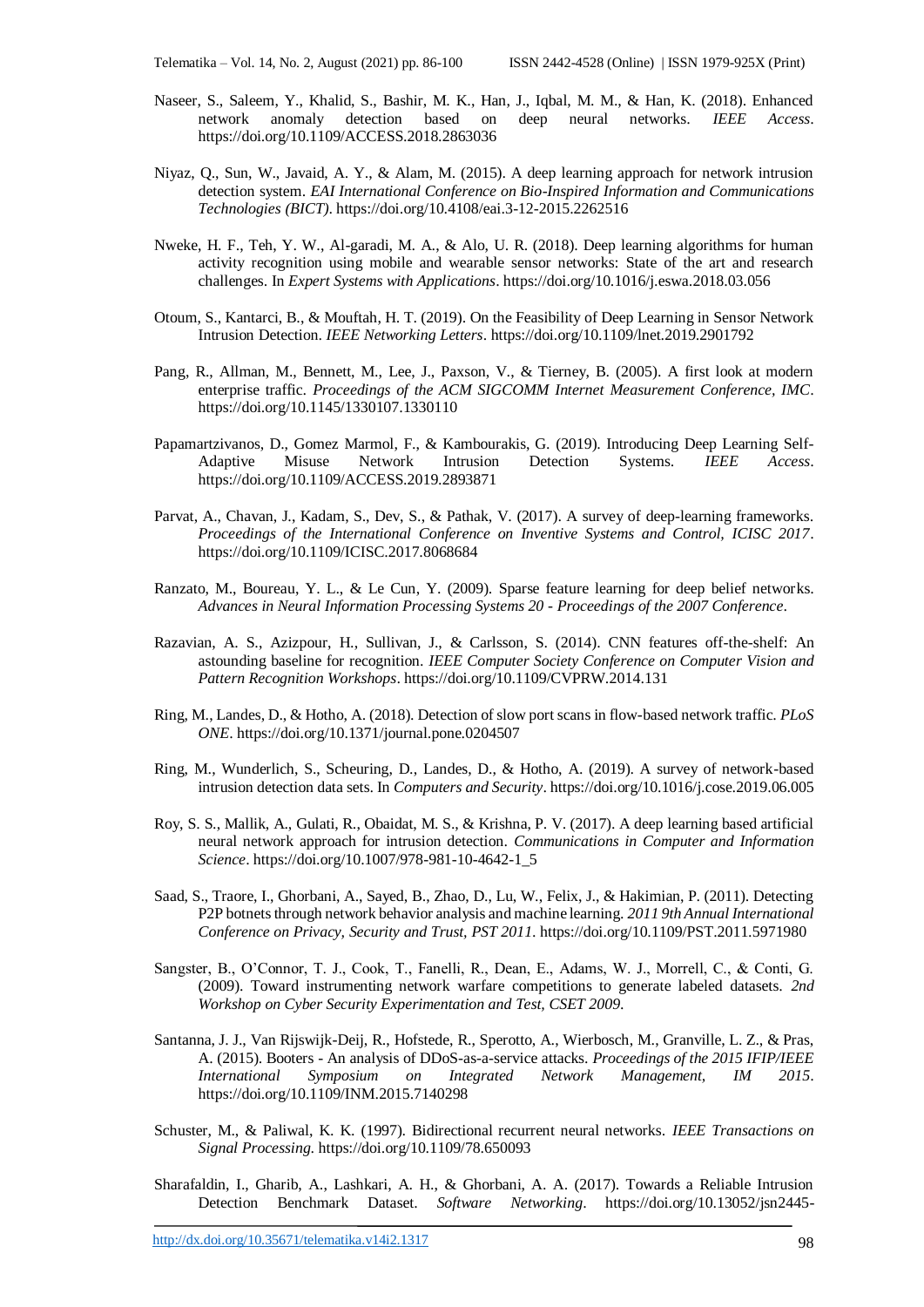Naseer, S., Saleem, Y., Khalid, S., Bashir, M. K., Han, J., Iqbal, M. M., & Han, K. (2018). Enhanced network anomaly detection based on deep neural networks. *IEEE Access*. https://doi.org/10.1109/ACCESS.2018.2863036

Niyaz, Q., Sun, W., Javaid, A. Y., & Alam, M. (2015). A deep learning approach for network intrusion detection system. *EAI International Conference on Bio-Inspired Information and Communications Technologies (BICT)*. https://doi.org/10.4108/eai.3-12-2015.2262516

Nweke, H. F., Teh, Y. W., Al-garadi, M. A., & Alo, U. R. (2018). Deep learning algorithms for human activity recognition using mobile and wearable sensor networks: State of the art and research challenges. In *Expert Systems with Applications*. https://doi.org/10.1016/j.eswa.2018.03.056

Otoum, S., Kantarci, B., & Mouftah, H. T. (2019). On the Feasibility of Deep Learning in Sensor Network Intrusion Detection. *IEEE Networking Letters*. https://doi.org/10.1109/lnet.2019.2901792

Pang, R., Allman, M., Bennett, M., Lee, J., Paxson, V., & Tierney, B. (2005). A first look at modern enterprise traffic. *Proceedings of the ACM SIGCOMM Internet Measurement Conference, IMC*. https://doi.org/10.1145/1330107.1330110

Papamartzivanos, D., Gomez Marmol, F., & Kambourakis, G. (2019). Introducing Deep Learning Self-Adaptive Misuse Network Intrusion Detection Systems. *IEEE Access*. https://doi.org/10.1109/ACCESS.2019.2893871

Parvat, A., Chavan, J., Kadam, S., Dev, S., & Pathak, V. (2017). A survey of deep-learning frameworks. *Proceedings of the International Conference on Inventive Systems and Control, ICISC 2017*. https://doi.org/10.1109/ICISC.2017.8068684

Ranzato, M., Boureau, Y. L., & Le Cun, Y. (2009). Sparse feature learning for deep belief networks. *Advances in Neural Information Processing Systems 20 - Proceedings of the 2007 Conference*.

Razavian, A. S., Azizpour, H., Sullivan, J., & Carlsson, S. (2014). CNN features off-the-shelf: An astounding baseline for recognition. *IEEE Computer Society Conference on Computer Vision and Pattern Recognition Workshops*. https://doi.org/10.1109/CVPRW.2014.131

Ring, M., Landes, D., & Hotho, A. (2018). Detection of slow port scans in flow-based network traffic. *PLoS ONE*. https://doi.org/10.1371/journal.pone.0204507

Ring, M., Wunderlich, S., Scheuring, D., Landes, D., & Hotho, A. (2019). A survey of network-based intrusion detection data sets. In *Computers and Security*. https://doi.org/10.1016/j.cose.2019.06.005

Roy, S. S., Mallik, A., Gulati, R., Obaidat, M. S., & Krishna, P. V. (2017). A deep learning based artificial neural network approach for intrusion detection. *Communications in Computer and Information Science*. https://doi.org/10.1007/978-981-10-4642-1_5

Saad, S., Traore, I., Ghorbani, A., Sayed, B., Zhao, D., Lu, W., Felix, J., & Hakimian, P. (2011). Detecting P2P botnets through network behavior analysis and machine learning. *2011 9th Annual International Conference on Privacy, Security and Trust, PST 2011*. https://doi.org/10.1109/PST.2011.5971980

Sangster, B., O'Connor, T. J., Cook, T., Fanelli, R., Dean, E., Adams, W. J., Morrell, C., & Conti, G. (2009). Toward instrumenting network warfare competitions to generate labeled datasets. *2nd Workshop on Cyber Security Experimentation and Test, CSET 2009*.

Santanna, J. J., Van Rijswijk-Deij, R., Hofstede, R., Sperotto, A., Wierbosch, M., Granville, L. Z., & Pras, A. (2015). Booters - An analysis of DDoS-as-a-service attacks. *Proceedings of the 2015 IFIP/IEEE International Symposium on Integrated Network Management, IM 2015*. https://doi.org/10.1109/INM.2015.7140298

Schuster, M., & Paliwal, K. K. (1997). Bidirectional recurrent neural networks. *IEEE Transactions on Signal Processing*. https://doi.org/10.1109/78.650093

Sharafaldin, I., Gharib, A., Lashkari, A. H., & Ghorbani, A. A. (2017). Towards a Reliable Intrusion Detection Benchmark Dataset. *Software Networking*. https://doi.org/10.13052/jsn2445-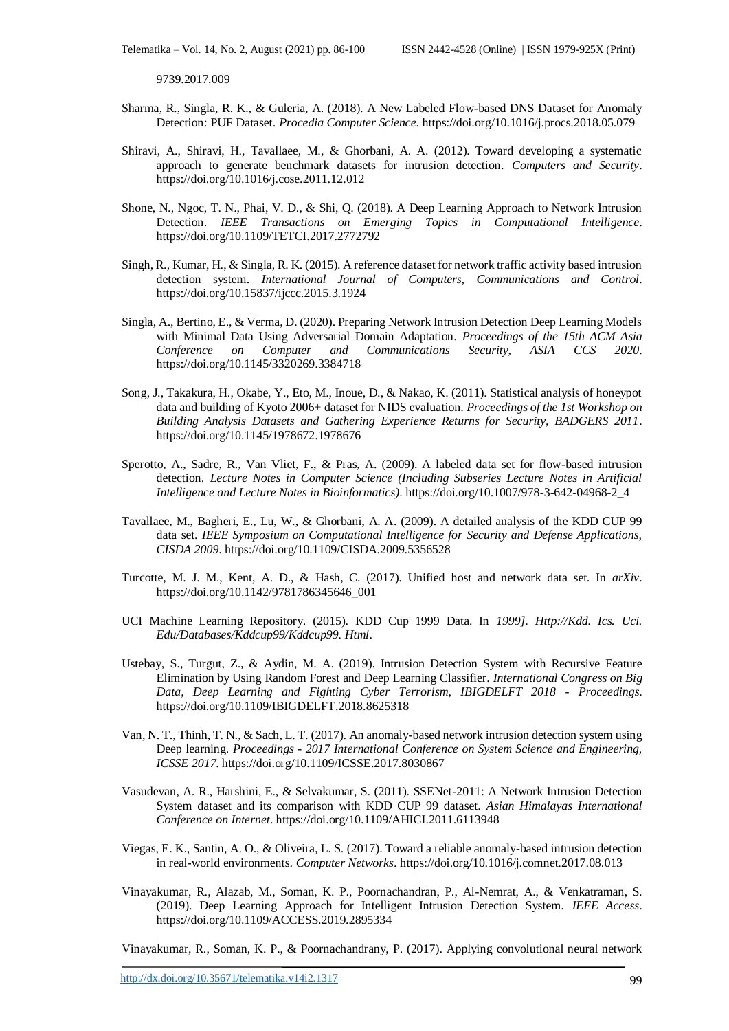9739.2017.009

Sharma, R., Singla, R. K., & Guleria, A. (2018). A New Labeled Flow-based DNS Dataset for Anomaly Detection: PUF Dataset. *Procedia Computer Science*. https://doi.org/10.1016/j.procs.2018.05.079

Shiravi, A., Shiravi, H., Tavallaee, M., & Ghorbani, A. A. (2012). Toward developing a systematic approach to generate benchmark datasets for intrusion detection. *Computers and Security*. https://doi.org/10.1016/j.cose.2011.12.012

Shone, N., Ngoc, T. N., Phai, V. D., & Shi, Q. (2018). A Deep Learning Approach to Network Intrusion Detection. *IEEE Transactions on Emerging Topics in Computational Intelligence*. https://doi.org/10.1109/TETCI.2017.2772792

Singh, R., Kumar, H., & Singla, R. K. (2015). A reference dataset for network traffic activity based intrusion detection system. *International Journal of Computers, Communications and Control*. https://doi.org/10.15837/ijccc.2015.3.1924

Singla, A., Bertino, E., & Verma, D. (2020). Preparing Network Intrusion Detection Deep Learning Models with Minimal Data Using Adversarial Domain Adaptation. *Proceedings of the 15th ACM Asia Conference on Computer and Communications Security, ASIA CCS 2020*. https://doi.org/10.1145/3320269.3384718

Song, J., Takakura, H., Okabe, Y., Eto, M., Inoue, D., & Nakao, K. (2011). Statistical analysis of honeypot data and building of Kyoto 2006+ dataset for NIDS evaluation. *Proceedings of the 1st Workshop on Building Analysis Datasets and Gathering Experience Returns for Security, BADGERS 2011*. https://doi.org/10.1145/1978672.1978676

Sperotto, A., Sadre, R., Van Vliet, F., & Pras, A. (2009). A labeled data set for flow-based intrusion detection. *Lecture Notes in Computer Science (Including Subseries Lecture Notes in Artificial Intelligence and Lecture Notes in Bioinformatics)*. https://doi.org/10.1007/978-3-642-04968-2_4

Tavallaee, M., Bagheri, E., Lu, W., & Ghorbani, A. A. (2009). A detailed analysis of the KDD CUP 99 data set. *IEEE Symposium on Computational Intelligence for Security and Defense Applications, CISDA 2009*. https://doi.org/10.1109/CISDA.2009.5356528

Turcotte, M. J. M., Kent, A. D., & Hash, C. (2017). Unified host and network data set. In *arXiv*. https://doi.org/10.1142/9781786345646_001

UCI Machine Learning Repository. (2015). KDD Cup 1999 Data. In *1999]. Http://Kdd. Ics. Uci. Edu/Databases/Kddcup99/Kddcup99. Html*.

Ustebay, S., Turgut, Z., & Aydin, M. A. (2019). Intrusion Detection System with Recursive Feature Elimination by Using Random Forest and Deep Learning Classifier. *International Congress on Big Data, Deep Learning and Fighting Cyber Terrorism, IBIGDELFT 2018 - Proceedings*. https://doi.org/10.1109/IBIGDELFT.2018.8625318

Van, N. T., Thinh, T. N., & Sach, L. T. (2017). An anomaly-based network intrusion detection system using Deep learning. *Proceedings - 2017 International Conference on System Science and Engineering, ICSSE 2017*. https://doi.org/10.1109/ICSSE.2017.8030867

Vasudevan, A. R., Harshini, E., & Selvakumar, S. (2011). SSENet-2011: A Network Intrusion Detection System dataset and its comparison with KDD CUP 99 dataset. *Asian Himalayas International Conference on Internet*. https://doi.org/10.1109/AHICI.2011.6113948

Viegas, E. K., Santin, A. O., & Oliveira, L. S. (2017). Toward a reliable anomaly-based intrusion detection in real-world environments. *Computer Networks*. https://doi.org/10.1016/j.comnet.2017.08.013

Vinayakumar, R., Alazab, M., Soman, K. P., Poornachandran, P., Al-Nemrat, A., & Venkatraman, S. (2019). Deep Learning Approach for Intelligent Intrusion Detection System. *IEEE Access*. https://doi.org/10.1109/ACCESS.2019.2895334

Vinayakumar, R., Soman, K. P., & Poornachandrany, P. (2017). Applying convolutional neural network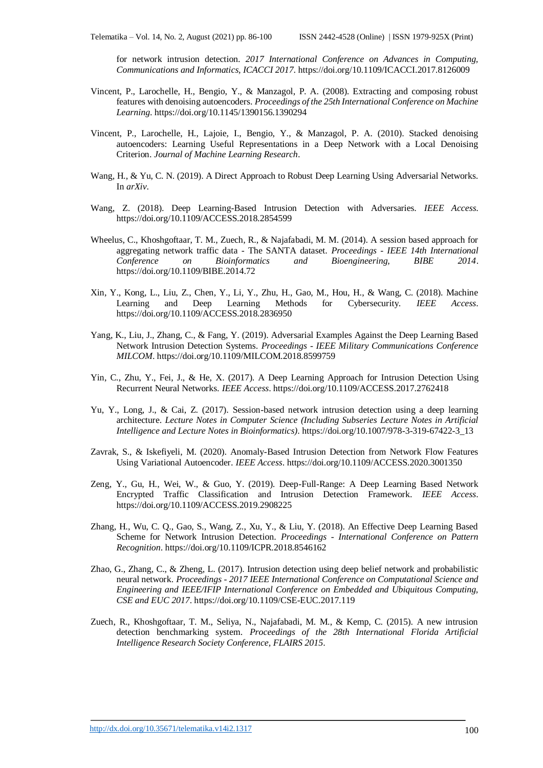for network intrusion detection. *2017 International Conference on Advances in Computing, Communications and Informatics, ICACCI 2017*. https://doi.org/10.1109/ICACCI.2017.8126009

Vincent, P., Larochelle, H., Bengio, Y., & Manzagol, P. A. (2008). Extracting and composing robust features with denoising autoencoders. *Proceedings of the 25th International Conference on Machine Learning*. https://doi.org/10.1145/1390156.1390294

Vincent, P., Larochelle, H., Lajoie, I., Bengio, Y., & Manzagol, P. A. (2010). Stacked denoising autoencoders: Learning Useful Representations in a Deep Network with a Local Denoising Criterion. *Journal of Machine Learning Research*.

Wang, H., & Yu, C. N. (2019). A Direct Approach to Robust Deep Learning Using Adversarial Networks. In *arXiv*.

Wang, Z. (2018). Deep Learning-Based Intrusion Detection with Adversaries. *IEEE Access*. https://doi.org/10.1109/ACCESS.2018.2854599

Wheelus, C., Khoshgoftaar, T. M., Zuech, R., & Najafabadi, M. M. (2014). A session based approach for aggregating network traffic data - The SANTA dataset. *Proceedings - IEEE 14th International Conference on Bioinformatics and Bioengineering, BIBE 2014*. https://doi.org/10.1109/BIBE.2014.72

Xin, Y., Kong, L., Liu, Z., Chen, Y., Li, Y., Zhu, H., Gao, M., Hou, H., & Wang, C. (2018). Machine Learning and Deep Learning Methods for Cybersecurity. *IEEE Access*. https://doi.org/10.1109/ACCESS.2018.2836950

Yang, K., Liu, J., Zhang, C., & Fang, Y. (2019). Adversarial Examples Against the Deep Learning Based Network Intrusion Detection Systems. *Proceedings - IEEE Military Communications Conference MILCOM*. https://doi.org/10.1109/MILCOM.2018.8599759

Yin, C., Zhu, Y., Fei, J., & He, X. (2017). A Deep Learning Approach for Intrusion Detection Using Recurrent Neural Networks. *IEEE Access*. https://doi.org/10.1109/ACCESS.2017.2762418

Yu, Y., Long, J., & Cai, Z. (2017). Session-based network intrusion detection using a deep learning architecture. *Lecture Notes in Computer Science (Including Subseries Lecture Notes in Artificial Intelligence and Lecture Notes in Bioinformatics)*. https://doi.org/10.1007/978-3-319-67422-3_13

Zavrak, S., & Iskefiyeli, M. (2020). Anomaly-Based Intrusion Detection from Network Flow Features Using Variational Autoencoder. *IEEE Access*. https://doi.org/10.1109/ACCESS.2020.3001350

Zeng, Y., Gu, H., Wei, W., & Guo, Y. (2019). Deep-Full-Range: A Deep Learning Based Network Encrypted Traffic Classification and Intrusion Detection Framework. *IEEE Access*. https://doi.org/10.1109/ACCESS.2019.2908225

Zhang, H., Wu, C. Q., Gao, S., Wang, Z., Xu, Y., & Liu, Y. (2018). An Effective Deep Learning Based Scheme for Network Intrusion Detection. *Proceedings - International Conference on Pattern Recognition*. https://doi.org/10.1109/ICPR.2018.8546162

Zhao, G., Zhang, C., & Zheng, L. (2017). Intrusion detection using deep belief network and probabilistic neural network. *Proceedings - 2017 IEEE International Conference on Computational Science and Engineering and IEEE/IFIP International Conference on Embedded and Ubiquitous Computing, CSE and EUC 2017*. https://doi.org/10.1109/CSE-EUC.2017.119

Zuech, R., Khoshgoftaar, T. M., Seliya, N., Najafabadi, M. M., & Kemp, C. (2015). A new intrusion detection benchmarking system. *Proceedings of the 28th International Florida Artificial Intelligence Research Society Conference, FLAIRS 2015*.